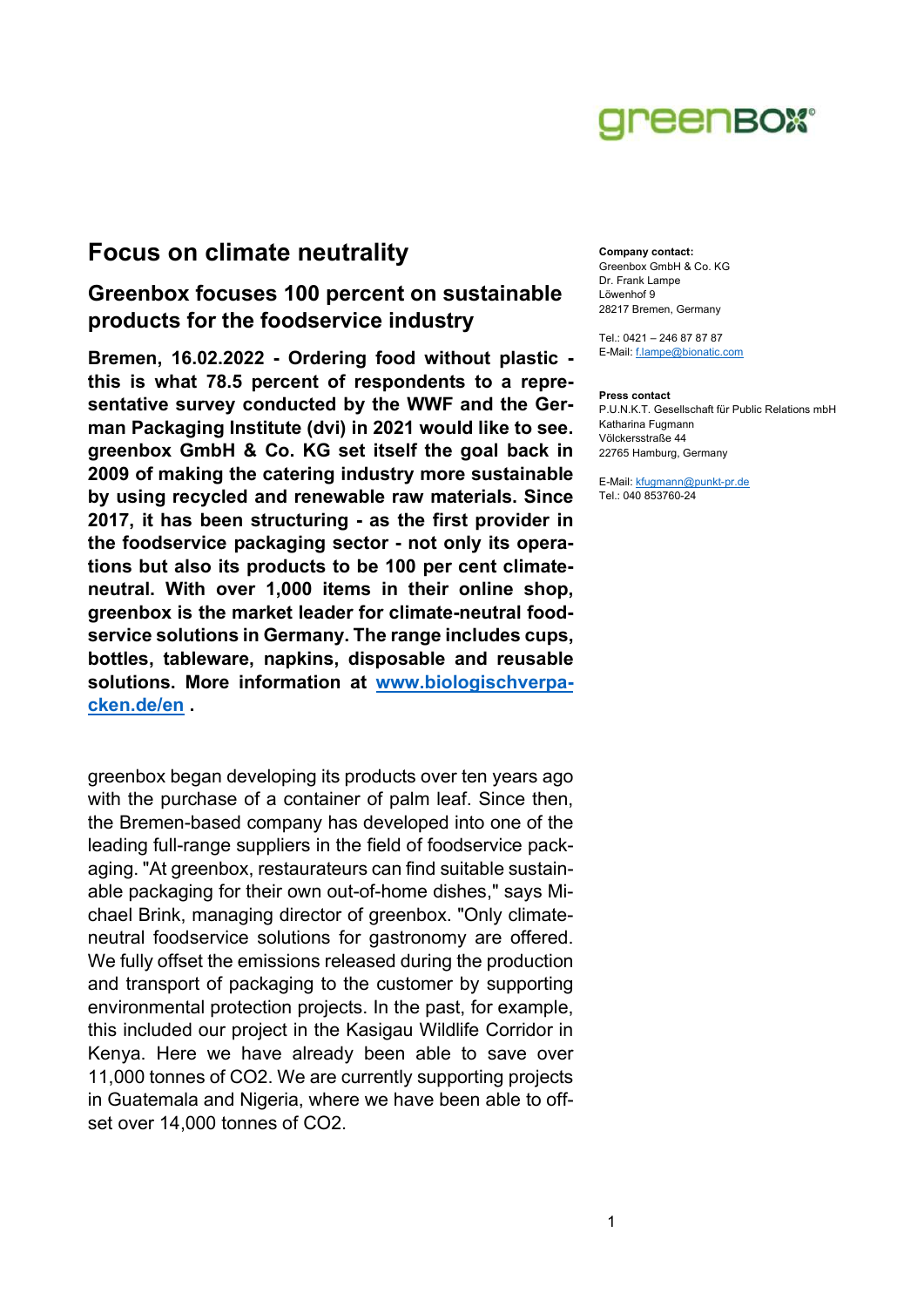# Focus on climate neutrality

## Greenbox focuses 100 percent on sustainable products for the foodservice industry

**Bremen, 16.02.2022 - Ordering food without plastic - this is what 78.5 percent of respondents to a representative survey conducted by the WWF and the German Packaging Institute (dvi) in 2021 would like to see. greenbox GmbH & Co. KG set itself the goal back in 2009 of making the catering industry more sustainable by using recycled and renewable raw materials. Since 2017, it has been structuring - as the first provider in the foodservice packaging sector - not only its operations but also its products to be 100 per cent climate-neutral. With over 1,000 items in their online shop, greenbox is the market leader for climate-neutral foodservice solutions in Germany. The range includes cups, bottles, tableware, napkins, disposable and reusable solutions. More information at [www.biologischverpacken.de/en](www.biologischverpacken.de/en) .**

greenbox began developing its products over ten years ago with the purchase of a container of palm leaf. Since then, the Bremen-based company has developed into one of the leading full-range suppliers in the field of foodservice packaging. "At greenbox, restaurateurs can find suitable sustainable packaging for their own out-of-home dishes," says Michael Brink, managing director of greenbox. "Only climate-neutral foodservice solutions for gastronomy are offered. We fully offset the emissions released during the production and transport of packaging to the customer by supporting environmental protection projects. In the past, for example, this included our project in the Kasigau Wildlife Corridor in Kenya. Here we have already been able to save over 11,000 tonnes of $CO_2$. We are currently supporting projects in Guatemala and Nigeria, where we have been able to offset over 14,000 tonnes of $CO_2$.

**Company contact:**
Greenbox GmbH & Co. KG
Dr. Frank Lampe
Löwenhof 9
28217 Bremen, Germany

Tel.: 0421 – 246 87 87 87
E-Mail: f.lampe@bionatic.com

**Press contact**
P.U.N.K.T. Gesellschaft für Public Relations mbH
Katharina Fugmann
Völckersstraße 44
22765 Hamburg, Germany

E-Mail: kfugmann@punkt-pr.de
Tel.: 040 853760-24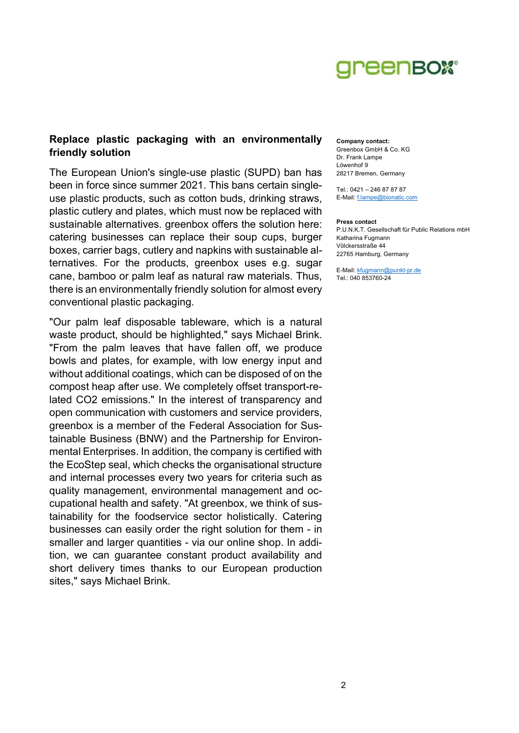**Replace plastic packaging with an environmentally friendly solution**

The European Union's single-use plastic (SUPD) ban has been in force since summer 2021. This bans certain single-use plastic products, such as cotton buds, drinking straws, plastic cutlery and plates, which must now be replaced with sustainable alternatives. greenbox offers the solution here: catering businesses can replace their soup cups, burger boxes, carrier bags, cutlery and napkins with sustainable alternatives. For the products, greenbox uses e.g. sugar cane, bamboo or palm leaf as natural raw materials. Thus, there is an environmentally friendly solution for almost every conventional plastic packaging.

"Our palm leaf disposable tableware, which is a natural waste product, should be highlighted," says Michael Brink. "From the palm leaves that have fallen off, we produce bowls and plates, for example, with low energy input and without additional coatings, which can be disposed of on the compost heap after use. We completely offset transport-related $CO_2$ emissions." In the interest of transparency and open communication with customers and service providers, greenbox is a member of the Federal Association for Sustainable Business (BNW) and the Partnership for Environmental Enterprises. In addition, the company is certified with the EcoStep seal, which checks the organisational structure and internal processes every two years for criteria such as quality management, environmental management and occupational health and safety. "At greenbox, we think of sustainability for the foodservice sector holistically. Catering businesses can easily order the right solution for them - in smaller and larger quantities - via our online shop. In addition, we can guarantee constant product availability and short delivery times thanks to our European production sites," says Michael Brink.

**Company contact:**
Greenbox GmbH & Co. KG
Dr. Frank Lampe
Löwenhof 9
28217 Bremen, Germany

Tel.: 0421 – 246 87 87 87
E-Mail: f.lampe@bionatic.com

**Press contact**
P.U.N.K.T. Gesellschaft für Public Relations mbH
Katharina Fugmann
Völckersstraße 44
22765 Hamburg, Germany

E-Mail: kfugmann@punkt-pr.de
Tel.: 040 853760-24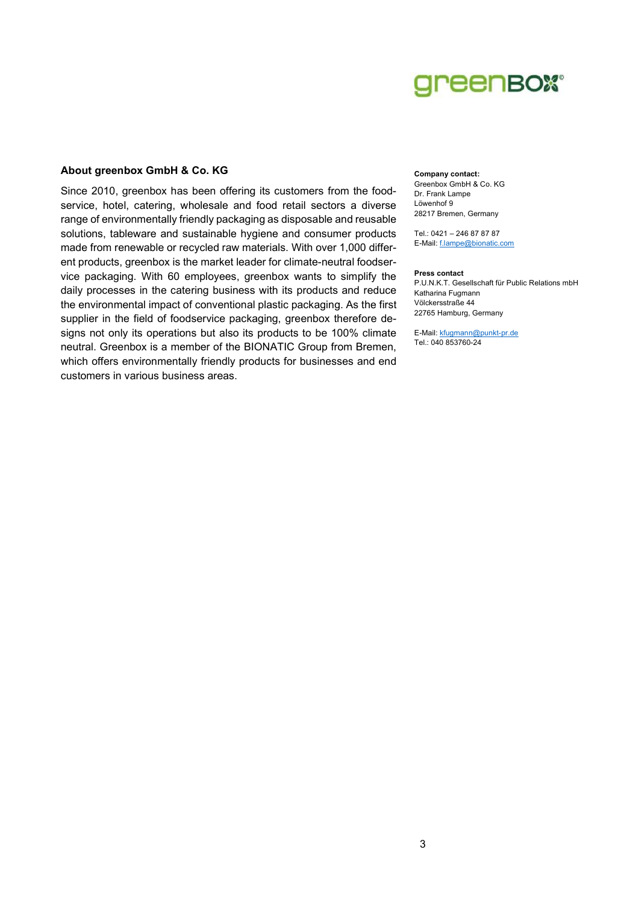## About greenbox GmbH & Co. KG

Since 2010, greenbox has been offering its customers from the foodservice, hotel, catering, wholesale and food retail sectors a diverse range of environmentally friendly packaging as disposable and reusable solutions, tableware and sustainable hygiene and consumer products made from renewable or recycled raw materials. With over 1,000 different products, greenbox is the market leader for climate-neutral foodservice packaging. With 60 employees, greenbox wants to simplify the daily processes in the catering business with its products and reduce the environmental impact of conventional plastic packaging. As the first supplier in the field of foodservice packaging, greenbox therefore designs not only its operations but also its products to be 100% climate neutral. Greenbox is a member of the BIONATIC Group from Bremen, which offers environmentally friendly products for businesses and end customers in various business areas.

**Company contact:**
Greenbox GmbH & Co. KG
Dr. Frank Lampe
Löwenhof 9
28217 Bremen, Germany

Tel.: 0421 – 246 87 87 87
E-Mail: f.lampe@bionatic.com

**Press contact**
P.U.N.K.T. Gesellschaft für Public Relations mbH
Katharina Fugmann
Völckersstraße 44
22765 Hamburg, Germany

E-Mail: kfugmann@punkt-pr.de
Tel.: 040 853760-24